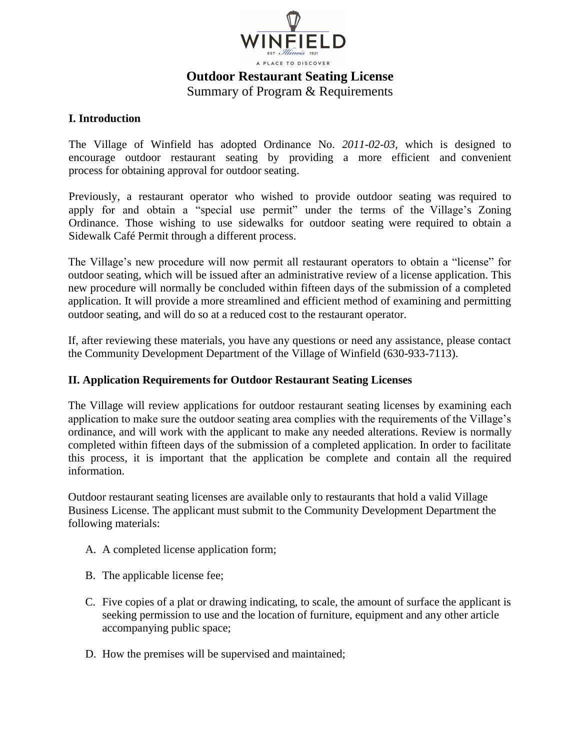# Outdoor Restaurant Seating License

Summary of Program & Requirements

## I. Introduction

The Village of Winfield has adopted Ordinance No. *2011-02-03*, which is designed to encourage outdoor restaurant seating by providing a more efficient and convenient process for obtaining approval for outdoor seating.

Previously, a restaurant operator who wished to provide outdoor seating was required to apply for and obtain a "special use permit" under the terms of the Village's Zoning Ordinance. Those wishing to use sidewalks for outdoor seating were required to obtain a Sidewalk Café Permit through a different process.

The Village's new procedure will now permit all restaurant operators to obtain a "license" for outdoor seating, which will be issued after an administrative review of a license application. This new procedure will normally be concluded within fifteen days of the submission of a completed application. It will provide a more streamlined and efficient method of examining and permitting outdoor seating, and will do so at a reduced cost to the restaurant operator.

If, after reviewing these materials, you have any questions or need any assistance, please contact the Community Development Department of the Village of Winfield (630-933-7113).

## II. Application Requirements for Outdoor Restaurant Seating Licenses

The Village will review applications for outdoor restaurant seating licenses by examining each application to make sure the outdoor seating area complies with the requirements of the Village's ordinance, and will work with the applicant to make any needed alterations. Review is normally completed within fifteen days of the submission of a completed application. In order to facilitate this process, it is important that the application be complete and contain all the required information.

Outdoor restaurant seating licenses are available only to restaurants that hold a valid Village Business License. The applicant must submit to the Community Development Department the following materials:

A. A completed license application form;

B. The applicable license fee;

C. Five copies of a plat or drawing indicating, to scale, the amount of surface the applicant is seeking permission to use and the location of furniture, equipment and any other article accompanying public space;

D. How the premises will be supervised and maintained;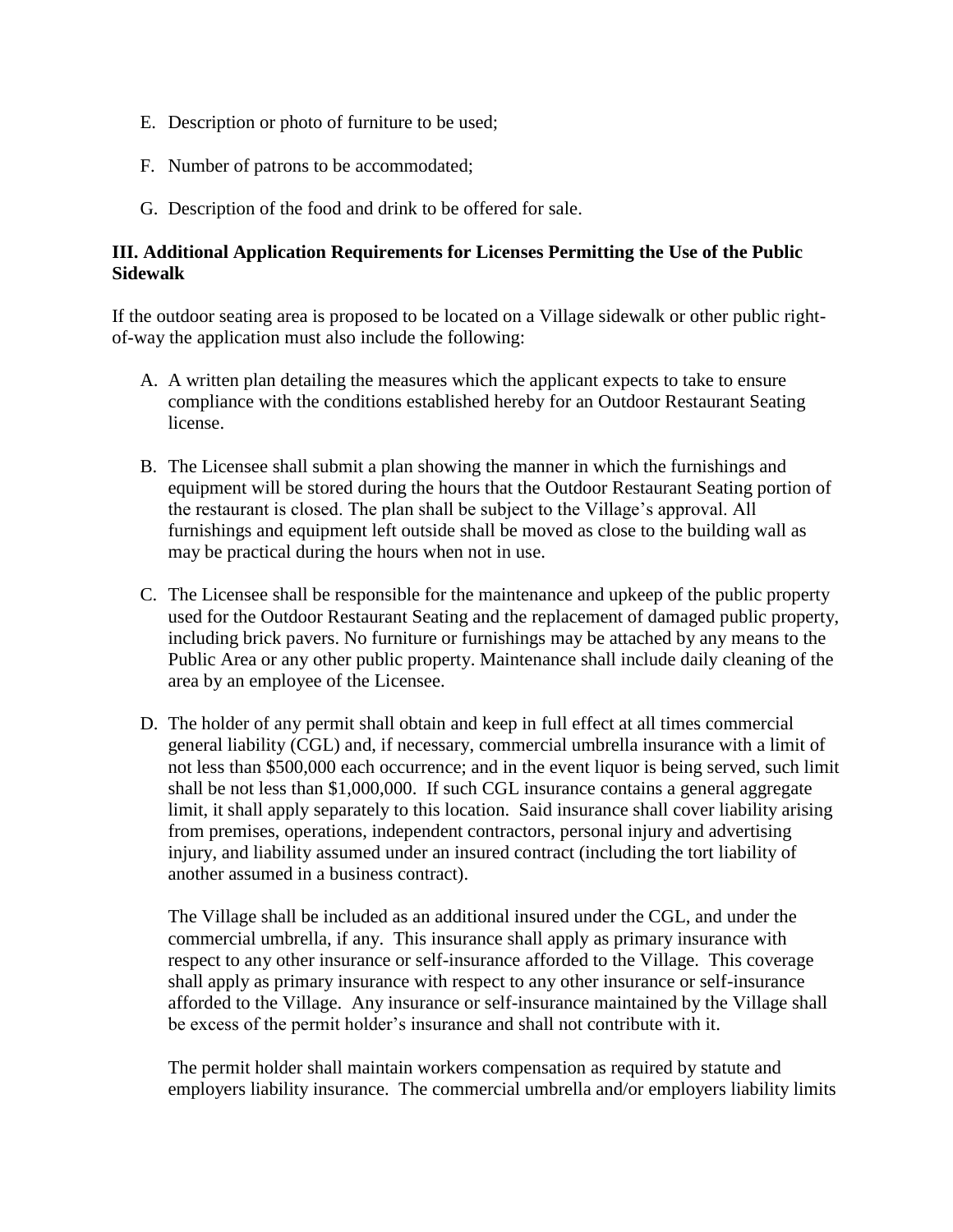E. Description or photo of furniture to be used;

F. Number of patrons to be accommodated;

G. Description of the food and drink to be offered for sale.

**III. Additional Application Requirements for Licenses Permitting the Use of the Public Sidewalk**

If the outdoor seating area is proposed to be located on a Village sidewalk or other public right-of-way the application must also include the following:

A. A written plan detailing the measures which the applicant expects to take to ensure compliance with the conditions established hereby for an Outdoor Restaurant Seating license.

B. The Licensee shall submit a plan showing the manner in which the furnishings and equipment will be stored during the hours that the Outdoor Restaurant Seating portion of the restaurant is closed. The plan shall be subject to the Village's approval. All furnishings and equipment left outside shall be moved as close to the building wall as may be practical during the hours when not in use.

C. The Licensee shall be responsible for the maintenance and upkeep of the public property used for the Outdoor Restaurant Seating and the replacement of damaged public property, including brick pavers. No furniture or furnishings may be attached by any means to the Public Area or any other public property. Maintenance shall include daily cleaning of the area by an employee of the Licensee.

D. The holder of any permit shall obtain and keep in full effect at all times commercial general liability (CGL) and, if necessary, commercial umbrella insurance with a limit of not less than $500,000 each occurrence; and in the event liquor is being served, such limit shall be not less than $1,000,000. If such CGL insurance contains a general aggregate limit, it shall apply separately to this location. Said insurance shall cover liability arising from premises, operations, independent contractors, personal injury and advertising injury, and liability assumed under an insured contract (including the tort liability of another assumed in a business contract).

   The Village shall be included as an additional insured under the CGL, and under the commercial umbrella, if any. This insurance shall apply as primary insurance with respect to any other insurance or self-insurance afforded to the Village. This coverage shall apply as primary insurance with respect to any other insurance or self-insurance afforded to the Village. Any insurance or self-insurance maintained by the Village shall be excess of the permit holder's insurance and shall not contribute with it.

   The permit holder shall maintain workers compensation as required by statute and employers liability insurance. The commercial umbrella and/or employers liability limits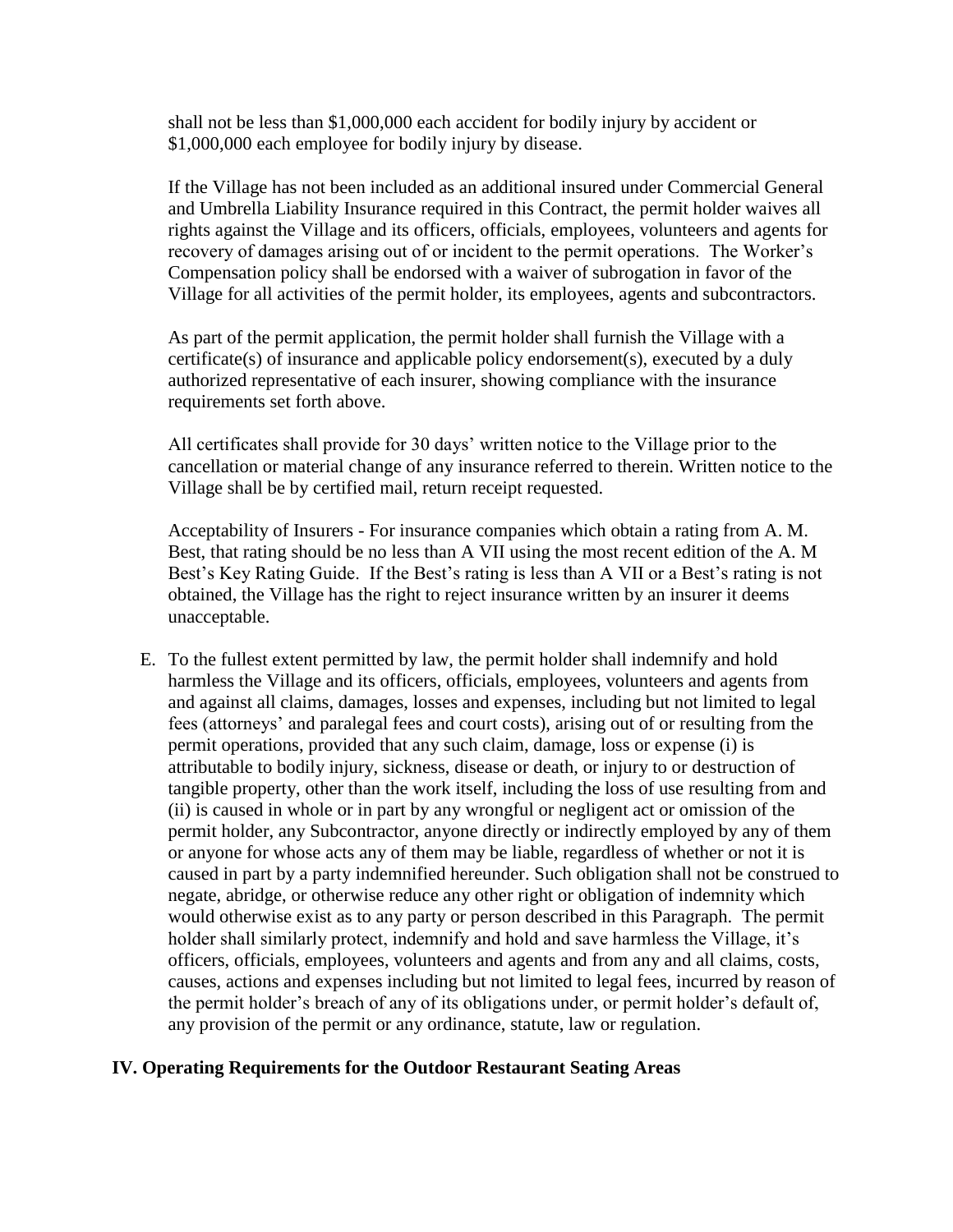shall not be less than $1,000,000 each accident for bodily injury by accident or $1,000,000 each employee for bodily injury by disease.

If the Village has not been included as an additional insured under Commercial General and Umbrella Liability Insurance required in this Contract, the permit holder waives all rights against the Village and its officers, officials, employees, volunteers and agents for recovery of damages arising out of or incident to the permit operations. The Worker's Compensation policy shall be endorsed with a waiver of subrogation in favor of the Village for all activities of the permit holder, its employees, agents and subcontractors.

As part of the permit application, the permit holder shall furnish the Village with a certificate(s) of insurance and applicable policy endorsement(s), executed by a duly authorized representative of each insurer, showing compliance with the insurance requirements set forth above.

All certificates shall provide for 30 days' written notice to the Village prior to the cancellation or material change of any insurance referred to therein. Written notice to the Village shall be by certified mail, return receipt requested.

Acceptability of Insurers - For insurance companies which obtain a rating from A. M. Best, that rating should be no less than A VII using the most recent edition of the A. M Best's Key Rating Guide. If the Best's rating is less than A VII or a Best's rating is not obtained, the Village has the right to reject insurance written by an insurer it deems unacceptable.

E. To the fullest extent permitted by law, the permit holder shall indemnify and hold harmless the Village and its officers, officials, employees, volunteers and agents from and against all claims, damages, losses and expenses, including but not limited to legal fees (attorneys' and paralegal fees and court costs), arising out of or resulting from the permit operations, provided that any such claim, damage, loss or expense (i) is attributable to bodily injury, sickness, disease or death, or injury to or destruction of tangible property, other than the work itself, including the loss of use resulting from and (ii) is caused in whole or in part by any wrongful or negligent act or omission of the permit holder, any Subcontractor, anyone directly or indirectly employed by any of them or anyone for whose acts any of them may be liable, regardless of whether or not it is caused in part by a party indemnified hereunder. Such obligation shall not be construed to negate, abridge, or otherwise reduce any other right or obligation of indemnity which would otherwise exist as to any party or person described in this Paragraph. The permit holder shall similarly protect, indemnify and hold and save harmless the Village, it's officers, officials, employees, volunteers and agents and from any and all claims, costs, causes, actions and expenses including but not limited to legal fees, incurred by reason of the permit holder's breach of any of its obligations under, or permit holder's default of, any provision of the permit or any ordinance, statute, law or regulation.

## IV. Operating Requirements for the Outdoor Restaurant Seating Areas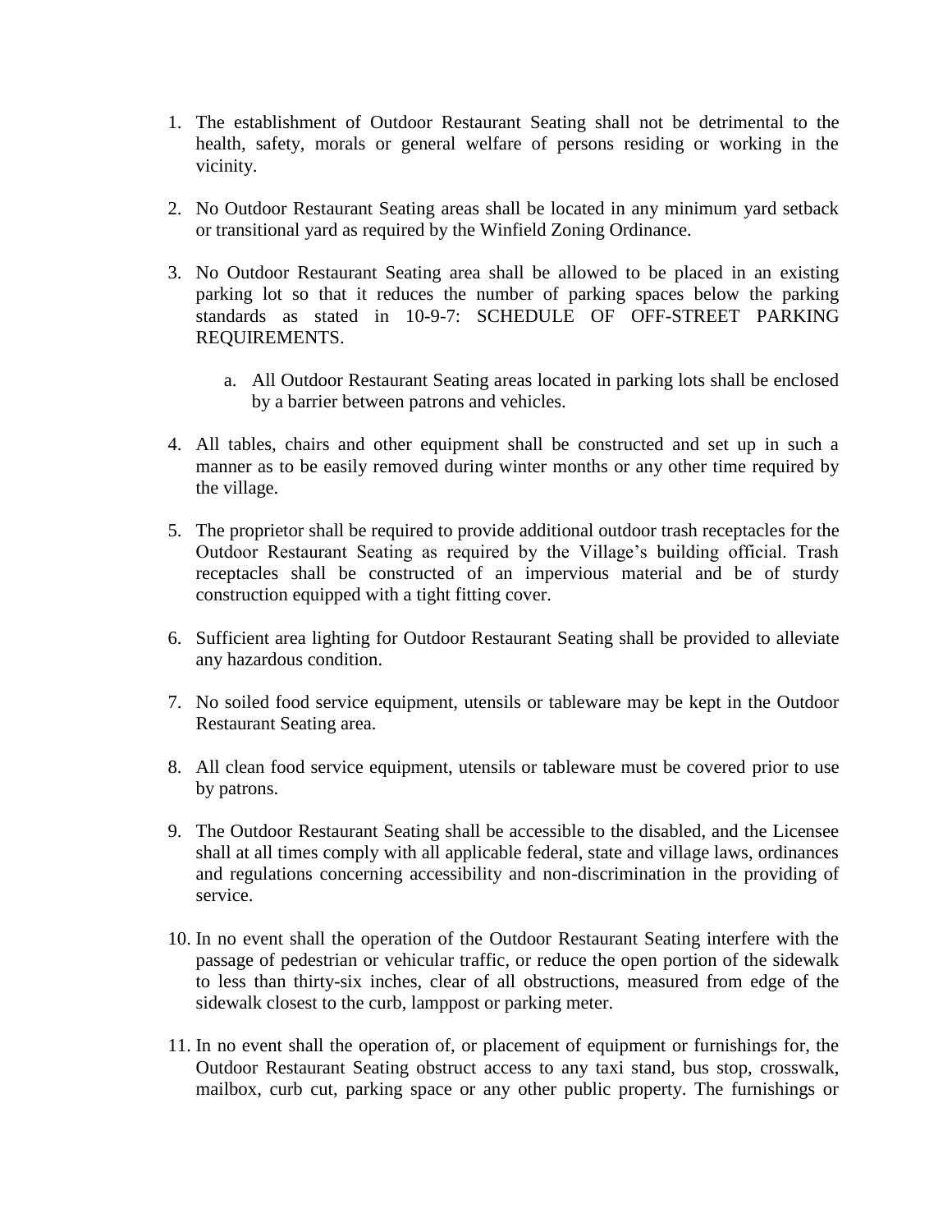1. The establishment of Outdoor Restaurant Seating shall not be detrimental to the health, safety, morals or general welfare of persons residing or working in the vicinity.

2. No Outdoor Restaurant Seating areas shall be located in any minimum yard setback or transitional yard as required by the Winfield Zoning Ordinance.

3. No Outdoor Restaurant Seating area shall be allowed to be placed in an existing parking lot so that it reduces the number of parking spaces below the parking standards as stated in 10-9-7: SCHEDULE OF OFF-STREET PARKING REQUIREMENTS.

   a. All Outdoor Restaurant Seating areas located in parking lots shall be enclosed by a barrier between patrons and vehicles.

4. All tables, chairs and other equipment shall be constructed and set up in such a manner as to be easily removed during winter months or any other time required by the village.

5. The proprietor shall be required to provide additional outdoor trash receptacles for the Outdoor Restaurant Seating as required by the Village's building official. Trash receptacles shall be constructed of an impervious material and be of sturdy construction equipped with a tight fitting cover.

6. Sufficient area lighting for Outdoor Restaurant Seating shall be provided to alleviate any hazardous condition.

7. No soiled food service equipment, utensils or tableware may be kept in the Outdoor Restaurant Seating area.

8. All clean food service equipment, utensils or tableware must be covered prior to use by patrons.

9. The Outdoor Restaurant Seating shall be accessible to the disabled, and the Licensee shall at all times comply with all applicable federal, state and village laws, ordinances and regulations concerning accessibility and non-discrimination in the providing of service.

10. In no event shall the operation of the Outdoor Restaurant Seating interfere with the passage of pedestrian or vehicular traffic, or reduce the open portion of the sidewalk to less than thirty-six inches, clear of all obstructions, measured from edge of the sidewalk closest to the curb, lamppost or parking meter.

11. In no event shall the operation of, or placement of equipment or furnishings for, the Outdoor Restaurant Seating obstruct access to any taxi stand, bus stop, crosswalk, mailbox, curb cut, parking space or any other public property. The furnishings or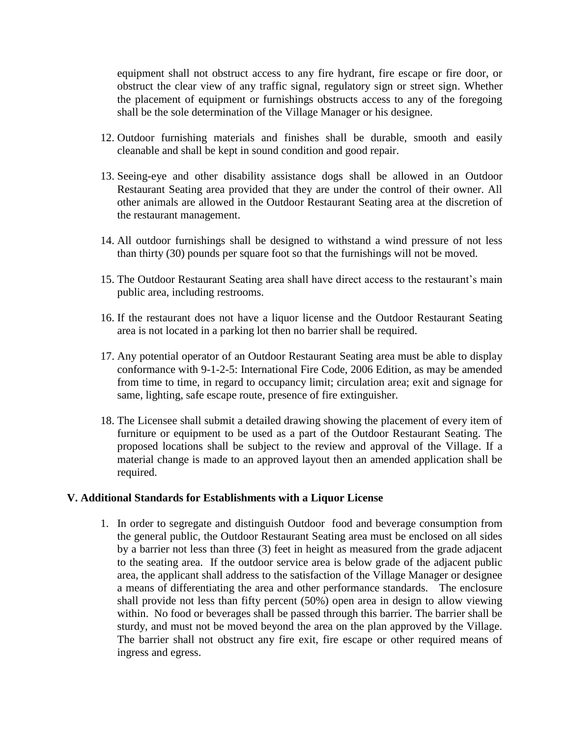equipment shall not obstruct access to any fire hydrant, fire escape or fire door, or obstruct the clear view of any traffic signal, regulatory sign or street sign. Whether the placement of equipment or furnishings obstructs access to any of the foregoing shall be the sole determination of the Village Manager or his designee.

12. Outdoor furnishing materials and finishes shall be durable, smooth and easily cleanable and shall be kept in sound condition and good repair.

13. Seeing-eye and other disability assistance dogs shall be allowed in an Outdoor Restaurant Seating area provided that they are under the control of their owner. All other animals are allowed in the Outdoor Restaurant Seating area at the discretion of the restaurant management.

14. All outdoor furnishings shall be designed to withstand a wind pressure of not less than thirty (30) pounds per square foot so that the furnishings will not be moved.

15. The Outdoor Restaurant Seating area shall have direct access to the restaurant's main public area, including restrooms.

16. If the restaurant does not have a liquor license and the Outdoor Restaurant Seating area is not located in a parking lot then no barrier shall be required.

17. Any potential operator of an Outdoor Restaurant Seating area must be able to display conformance with 9-1-2-5: International Fire Code, 2006 Edition, as may be amended from time to time, in regard to occupancy limit; circulation area; exit and signage for same, lighting, safe escape route, presence of fire extinguisher.

18. The Licensee shall submit a detailed drawing showing the placement of every item of furniture or equipment to be used as a part of the Outdoor Restaurant Seating. The proposed locations shall be subject to the review and approval of the Village. If a material change is made to an approved layout then an amended application shall be required.

## V. Additional Standards for Establishments with a Liquor License

1. In order to segregate and distinguish Outdoor food and beverage consumption from the general public, the Outdoor Restaurant Seating area must be enclosed on all sides by a barrier not less than three (3) feet in height as measured from the grade adjacent to the seating area. If the outdoor service area is below grade of the adjacent public area, the applicant shall address to the satisfaction of the Village Manager or designee a means of differentiating the area and other performance standards. The enclosure shall provide not less than fifty percent (50%) open area in design to allow viewing within. No food or beverages shall be passed through this barrier. The barrier shall be sturdy, and must not be moved beyond the area on the plan approved by the Village. The barrier shall not obstruct any fire exit, fire escape or other required means of ingress and egress.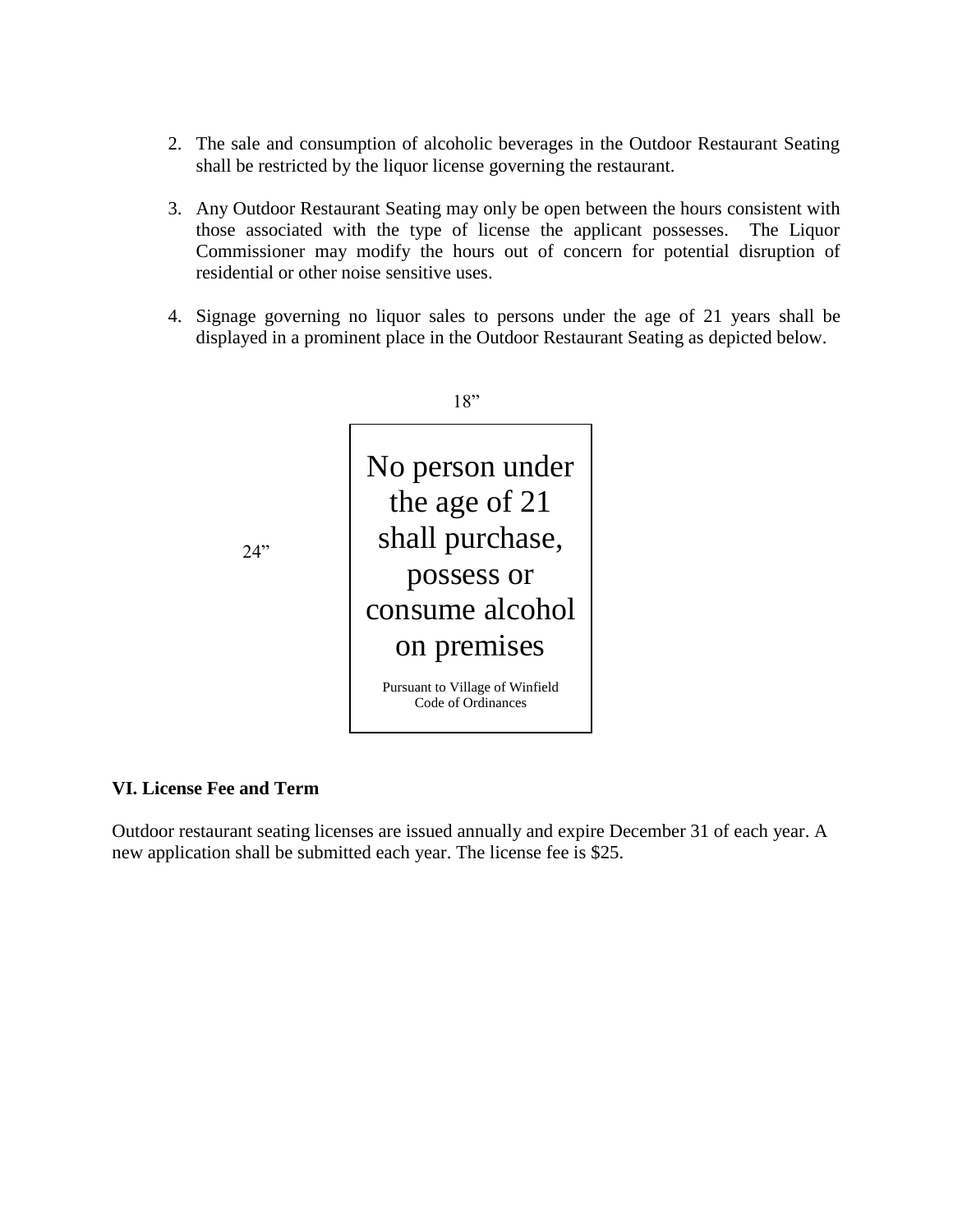2. The sale and consumption of alcoholic beverages in the Outdoor Restaurant Seating shall be restricted by the liquor license governing the restaurant.

3. Any Outdoor Restaurant Seating may only be open between the hours consistent with those associated with the type of license the applicant possesses. The Liquor Commissioner may modify the hours out of concern for potential disruption of residential or other noise sensitive uses.

4. Signage governing no liquor sales to persons under the age of 21 years shall be displayed in a prominent place in the Outdoor Restaurant Seating as depicted below.

18”

24”

No person under the age of 21 shall purchase, possess or consume alcohol on premises

Pursuant to Village of Winfield Code of Ordinances

**VI. License Fee and Term**

Outdoor restaurant seating licenses are issued annually and expire December 31 of each year. A new application shall be submitted each year. The license fee is $25.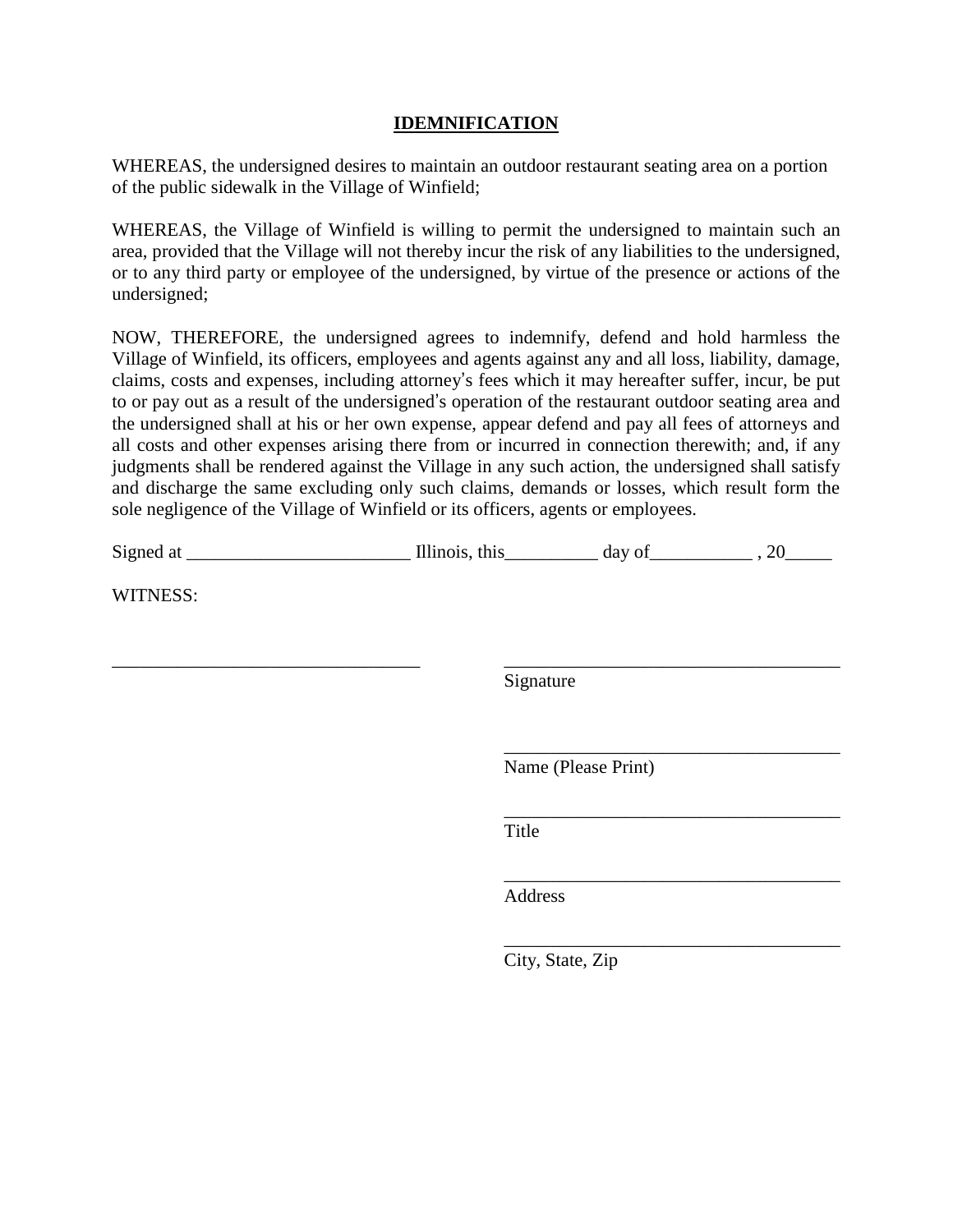# **IDEMNIFICATION**

WHEREAS, the undersigned desires to maintain an outdoor restaurant seating area on a portion of the public sidewalk in the Village of Winfield;

WHEREAS, the Village of Winfield is willing to permit the undersigned to maintain such an area, provided that the Village will not thereby incur the risk of any liabilities to the undersigned, or to any third party or employee of the undersigned, by virtue of the presence or actions of the undersigned;

NOW, THEREFORE, the undersigned agrees to indemnify, defend and hold harmless the Village of Winfield, its officers, employees and agents against any and all loss, liability, damage, claims, costs and expenses, including attorney's fees which it may hereafter suffer, incur, be put to or pay out as a result of the undersigned's operation of the restaurant outdoor seating area and the undersigned shall at his or her own expense, appear defend and pay all fees of attorneys and all costs and other expenses arising there from or incurred in connection therewith; and, if any judgments shall be rendered against the Village in any such action, the undersigned shall satisfy and discharge the same excluding only such claims, demands or losses, which result form the sole negligence of the Village of Winfield or its officers, agents or employees.

Signed at ________________________ Illinois, this__________ day of___________ , 20_____

WITNESS:

_________________________________ _____________________________________
Signature

_____________________________________
Name (Please Print)

_____________________________________
Title

_____________________________________
Address

_____________________________________
City, State, Zip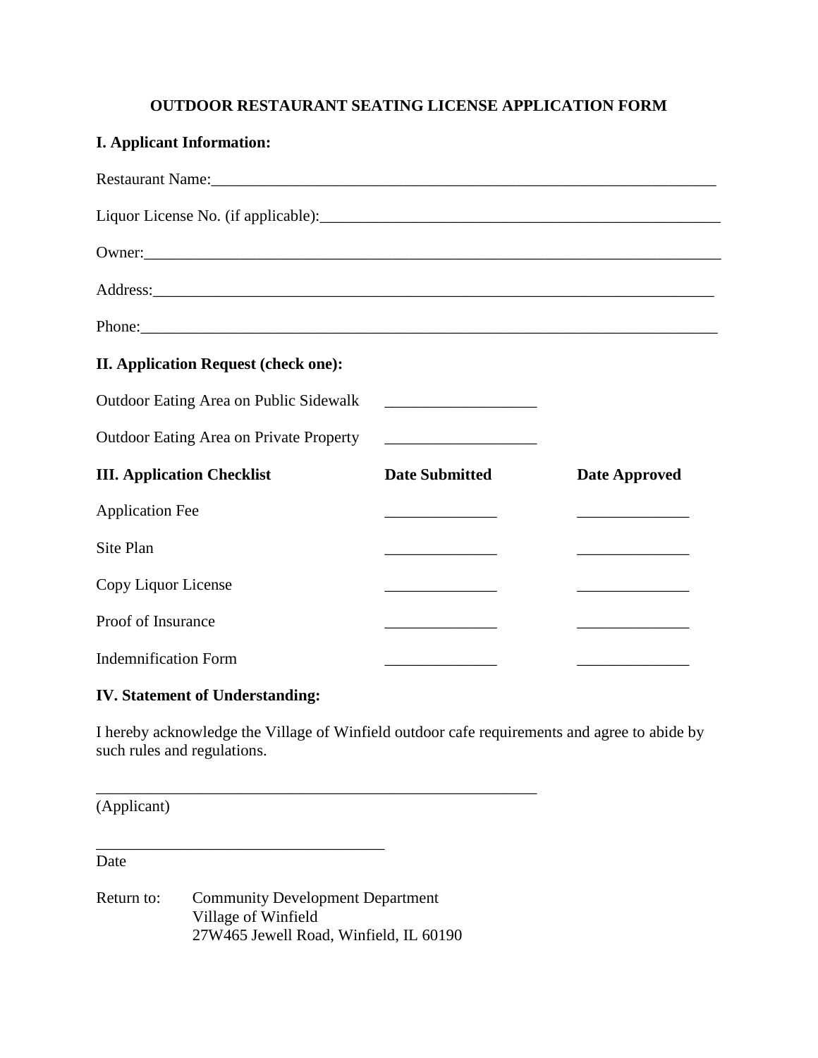# OUTDOOR RESTAURANT SEATING LICENSE APPLICATION FORM

## I. Applicant Information:

Restaurant Name:_______________________________________________________________

Liquor License No. (if applicable):_______________________________________________

Owner:______________________________________________________________________

Address:____________________________________________________________________

Phone:______________________________________________________________________

## II. Application Request (check one):

Outdoor Eating Area on Public Sidewalk ___________________

Outdoor Eating Area on Private Property ___________________

## III. Application Checklist

| III. Application Checklist | Date Submitted | Date Approved |
|---|---|---|
| Application Fee | ______________ | ______________ |
| Site Plan | ______________ | ______________ |
| Copy Liquor License | ______________ | ______________ |
| Proof of Insurance | ______________ | ______________ |
| Indemnification Form | ______________ | ______________ |

## IV. Statement of Understanding:

I hereby acknowledge the Village of Winfield outdoor cafe requirements and agree to abide by such rules and regulations.

_________________________________________________________
(Applicant)

____________________________________
Date

Return to: Community Development Department
Village of Winfield
27W465 Jewell Road, Winfield, IL 60190